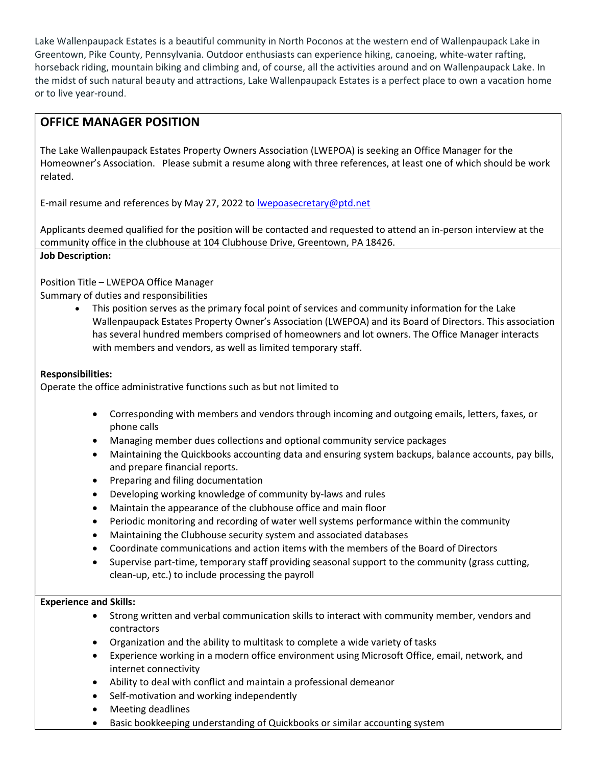Lake Wallenpaupack Estates is a beautiful community in North Poconos at the western end of Wallenpaupack Lake in Greentown, Pike County, Pennsylvania. Outdoor enthusiasts can experience hiking, canoeing, white-water rafting, horseback riding, mountain biking and climbing and, of course, all the activities around and on Wallenpaupack Lake. In the midst of such natural beauty and attractions, Lake Wallenpaupack Estates is a perfect place to own a vacation home or to live year-round.

## OFFICE MANAGER POSITION

The Lake Wallenpaupack Estates Property Owners Association (LWEPOA) is seeking an Office Manager for the Homeowner's Association. Please submit a resume along with three references, at least one of which should be work related.

E-mail resume and references by May 27, 2022 to lwepoasecretary@ptd.net

Applicants deemed qualified for the position will be contacted and requested to attend an in-person interview at the community office in the clubhouse at 104 Clubhouse Drive, Greentown, PA 18426.

**Job Description:**

Position Title – LWEPOA Office Manager

Summary of duties and responsibilities

- This position serves as the primary focal point of services and community information for the Lake Wallenpaupack Estates Property Owner's Association (LWEPOA) and its Board of Directors. This association has several hundred members comprised of homeowners and lot owners. The Office Manager interacts with members and vendors, as well as limited temporary staff.

**Responsibilities:**

Operate the office administrative functions such as but not limited to

- Corresponding with members and vendors through incoming and outgoing emails, letters, faxes, or phone calls
- Managing member dues collections and optional community service packages
- Maintaining the Quickbooks accounting data and ensuring system backups, balance accounts, pay bills, and prepare financial reports.
- Preparing and filing documentation
- Developing working knowledge of community by-laws and rules
- Maintain the appearance of the clubhouse office and main floor
- Periodic monitoring and recording of water well systems performance within the community
- Maintaining the Clubhouse security system and associated databases
- Coordinate communications and action items with the members of the Board of Directors
- Supervise part-time, temporary staff providing seasonal support to the community (grass cutting, clean-up, etc.) to include processing the payroll

**Experience and Skills:**

- Strong written and verbal communication skills to interact with community member, vendors and contractors
- Organization and the ability to multitask to complete a wide variety of tasks
- Experience working in a modern office environment using Microsoft Office, email, network, and internet connectivity
- Ability to deal with conflict and maintain a professional demeanor
- Self-motivation and working independently
- Meeting deadlines
- Basic bookkeeping understanding of Quickbooks or similar accounting system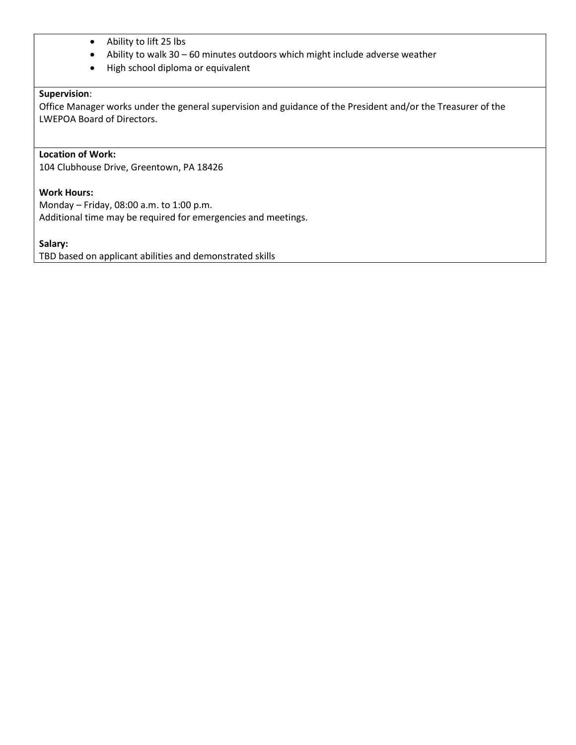- Ability to lift 25 lbs
- Ability to walk 30 – 60 minutes outdoors which might include adverse weather
- High school diploma or equivalent

**Supervision**:
Office Manager works under the general supervision and guidance of the President and/or the Treasurer of the LWEPOA Board of Directors.

**Location of Work:**
104 Clubhouse Drive, Greentown, PA 18426

**Work Hours:**
Monday – Friday, 08:00 a.m. to 1:00 p.m.
Additional time may be required for emergencies and meetings.

**Salary:**
TBD based on applicant abilities and demonstrated skills